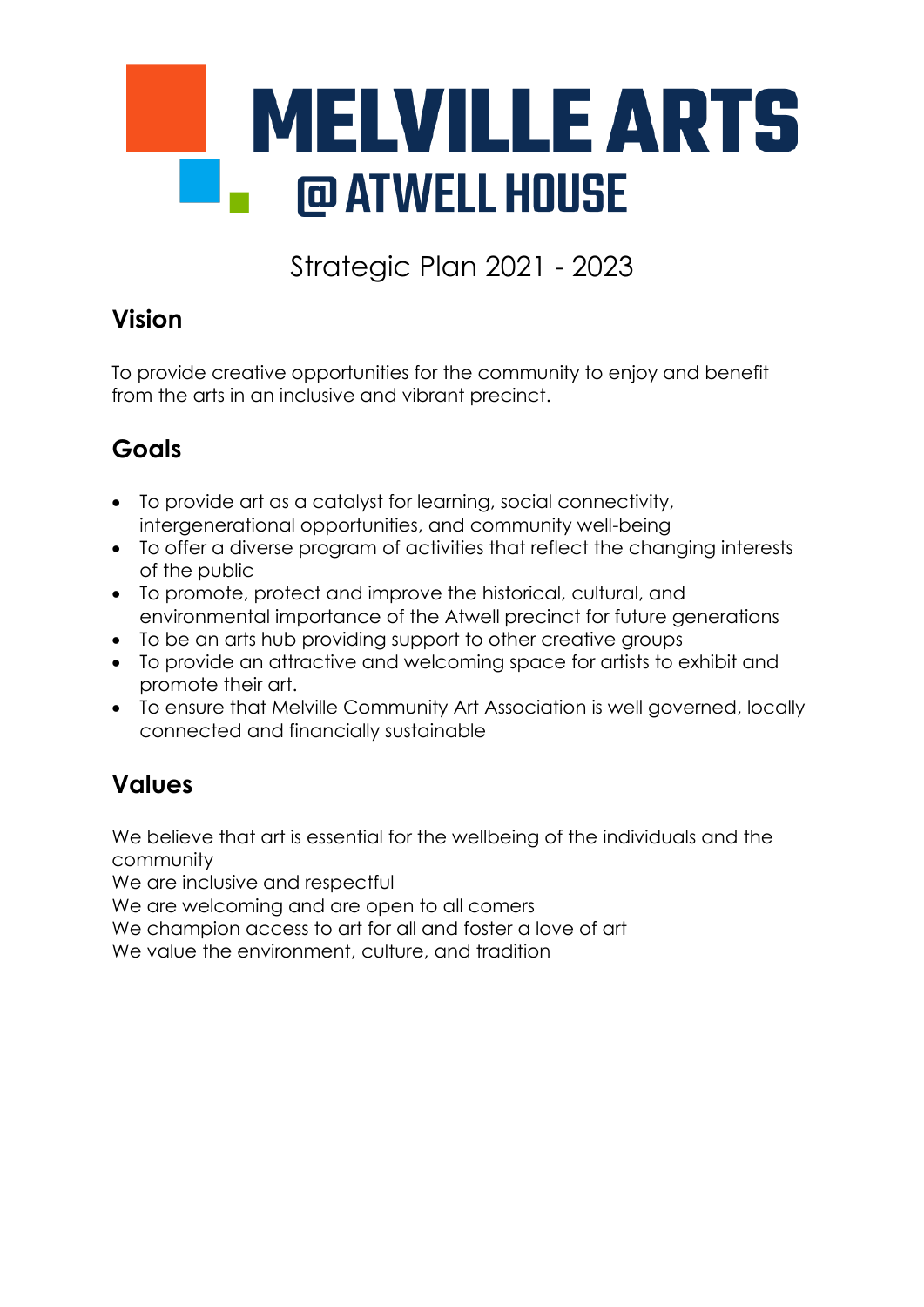# MELVILLE ARTS @ ATWELL HOUSE

Strategic Plan 2021 - 2023

## Vision

To provide creative opportunities for the community to enjoy and benefit from the arts in an inclusive and vibrant precinct.

## Goals

- To provide art as a catalyst for learning, social connectivity, intergenerational opportunities, and community well-being
- To offer a diverse program of activities that reflect the changing interests of the public
- To promote, protect and improve the historical, cultural, and environmental importance of the Atwell precinct for future generations
- To be an arts hub providing support to other creative groups
- To provide an attractive and welcoming space for artists to exhibit and promote their art.
- To ensure that Melville Community Art Association is well governed, locally connected and financially sustainable

## Values

We believe that art is essential for the wellbeing of the individuals and the community
We are inclusive and respectful
We are welcoming and are open to all comers
We champion access to art for all and foster a love of art
We value the environment, culture, and tradition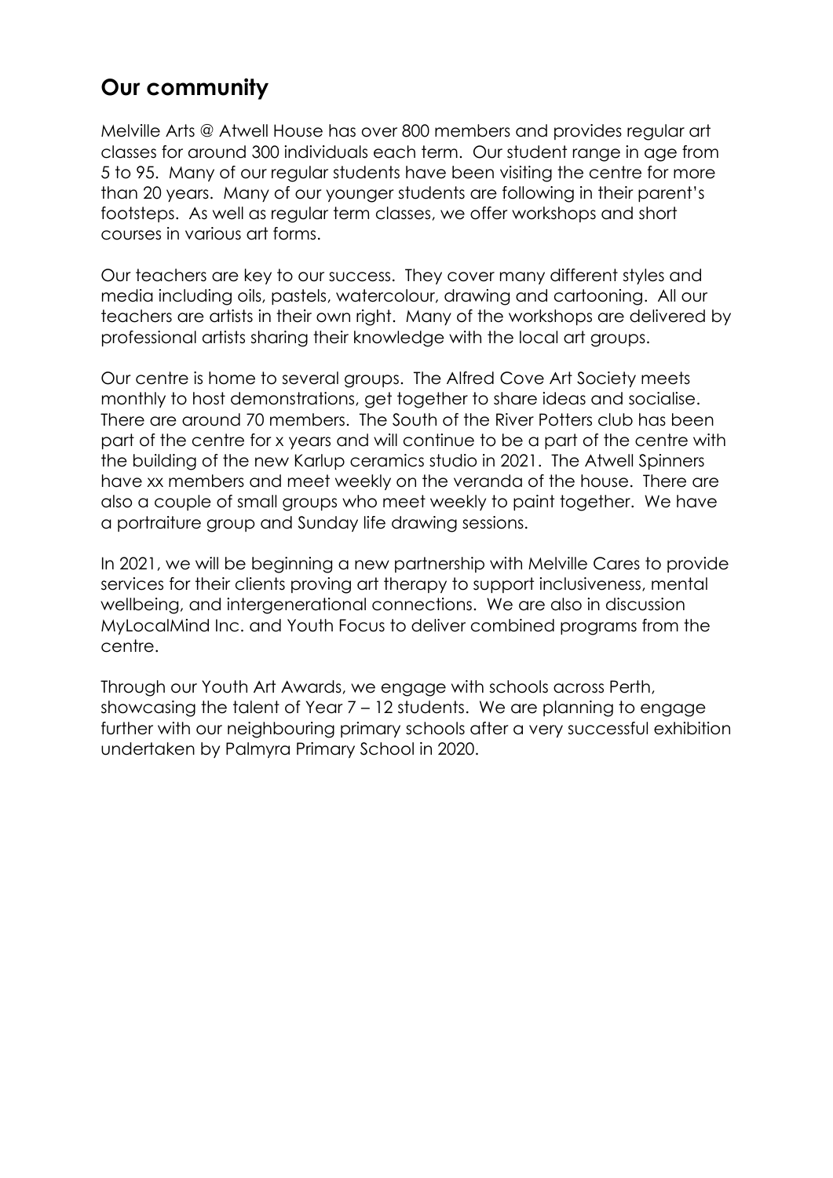## Our community

Melville Arts @ Atwell House has over 800 members and provides regular art classes for around 300 individuals each term. Our student range in age from 5 to 95. Many of our regular students have been visiting the centre for more than 20 years. Many of our younger students are following in their parent's footsteps. As well as regular term classes, we offer workshops and short courses in various art forms.

Our teachers are key to our success. They cover many different styles and media including oils, pastels, watercolour, drawing and cartooning. All our teachers are artists in their own right. Many of the workshops are delivered by professional artists sharing their knowledge with the local art groups.

Our centre is home to several groups. The Alfred Cove Art Society meets monthly to host demonstrations, get together to share ideas and socialise. There are around 70 members. The South of the River Potters club has been part of the centre for x years and will continue to be a part of the centre with the building of the new Karlup ceramics studio in 2021. The Atwell Spinners have xx members and meet weekly on the veranda of the house. There are also a couple of small groups who meet weekly to paint together. We have a portraiture group and Sunday life drawing sessions.

In 2021, we will be beginning a new partnership with Melville Cares to provide services for their clients proving art therapy to support inclusiveness, mental wellbeing, and intergenerational connections. We are also in discussion MyLocalMind Inc. and Youth Focus to deliver combined programs from the centre.

Through our Youth Art Awards, we engage with schools across Perth, showcasing the talent of Year 7 – 12 students. We are planning to engage further with our neighbouring primary schools after a very successful exhibition undertaken by Palmyra Primary School in 2020.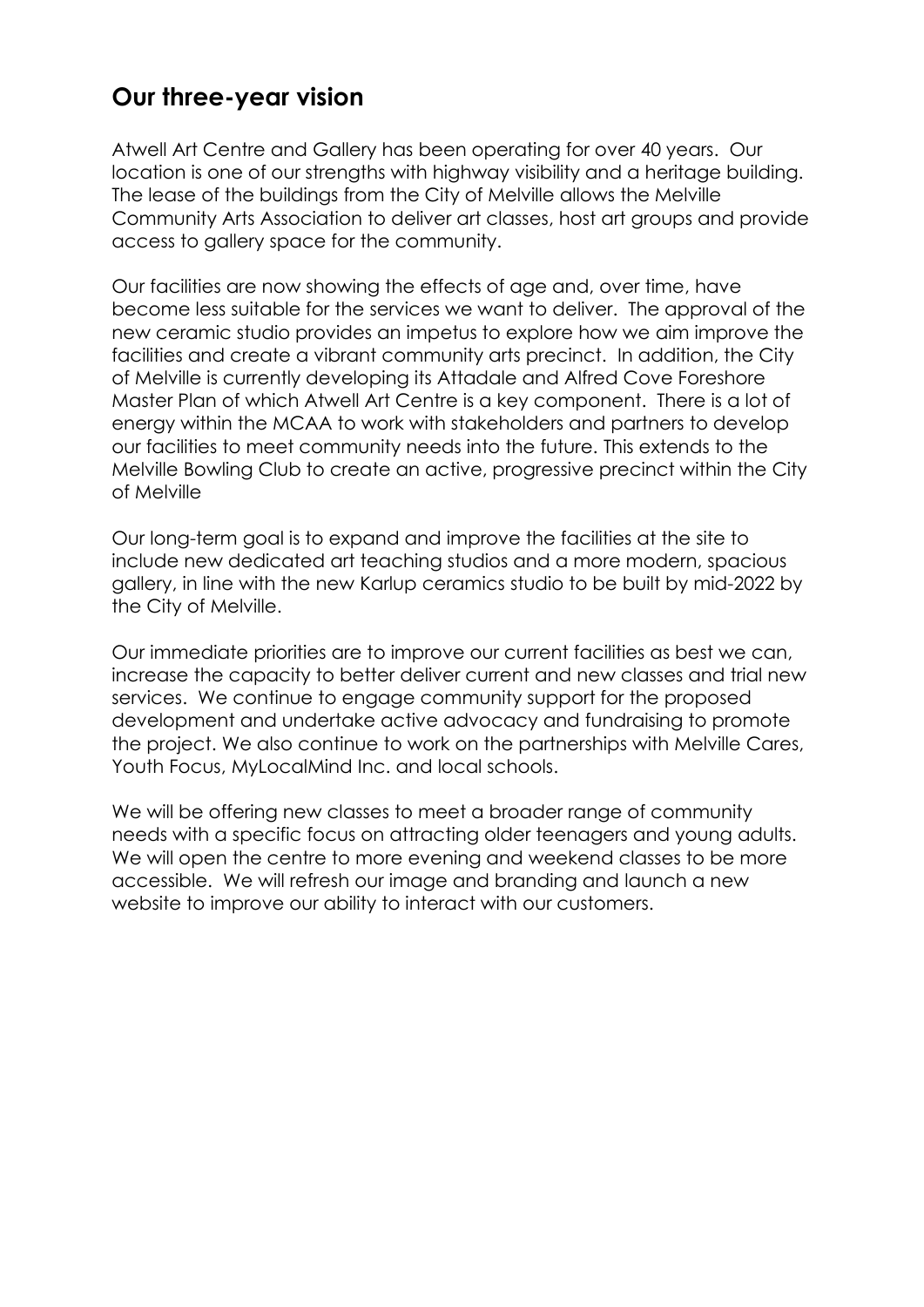## Our three-year vision

Atwell Art Centre and Gallery has been operating for over 40 years. Our location is one of our strengths with highway visibility and a heritage building. The lease of the buildings from the City of Melville allows the Melville Community Arts Association to deliver art classes, host art groups and provide access to gallery space for the community.

Our facilities are now showing the effects of age and, over time, have become less suitable for the services we want to deliver. The approval of the new ceramic studio provides an impetus to explore how we aim improve the facilities and create a vibrant community arts precinct. In addition, the City of Melville is currently developing its Attadale and Alfred Cove Foreshore Master Plan of which Atwell Art Centre is a key component. There is a lot of energy within the MCAA to work with stakeholders and partners to develop our facilities to meet community needs into the future. This extends to the Melville Bowling Club to create an active, progressive precinct within the City of Melville

Our long-term goal is to expand and improve the facilities at the site to include new dedicated art teaching studios and a more modern, spacious gallery, in line with the new Karlup ceramics studio to be built by mid-2022 by the City of Melville.

Our immediate priorities are to improve our current facilities as best we can, increase the capacity to better deliver current and new classes and trial new services. We continue to engage community support for the proposed development and undertake active advocacy and fundraising to promote the project. We also continue to work on the partnerships with Melville Cares, Youth Focus, MyLocalMind Inc. and local schools.

We will be offering new classes to meet a broader range of community needs with a specific focus on attracting older teenagers and young adults. We will open the centre to more evening and weekend classes to be more accessible. We will refresh our image and branding and launch a new website to improve our ability to interact with our customers.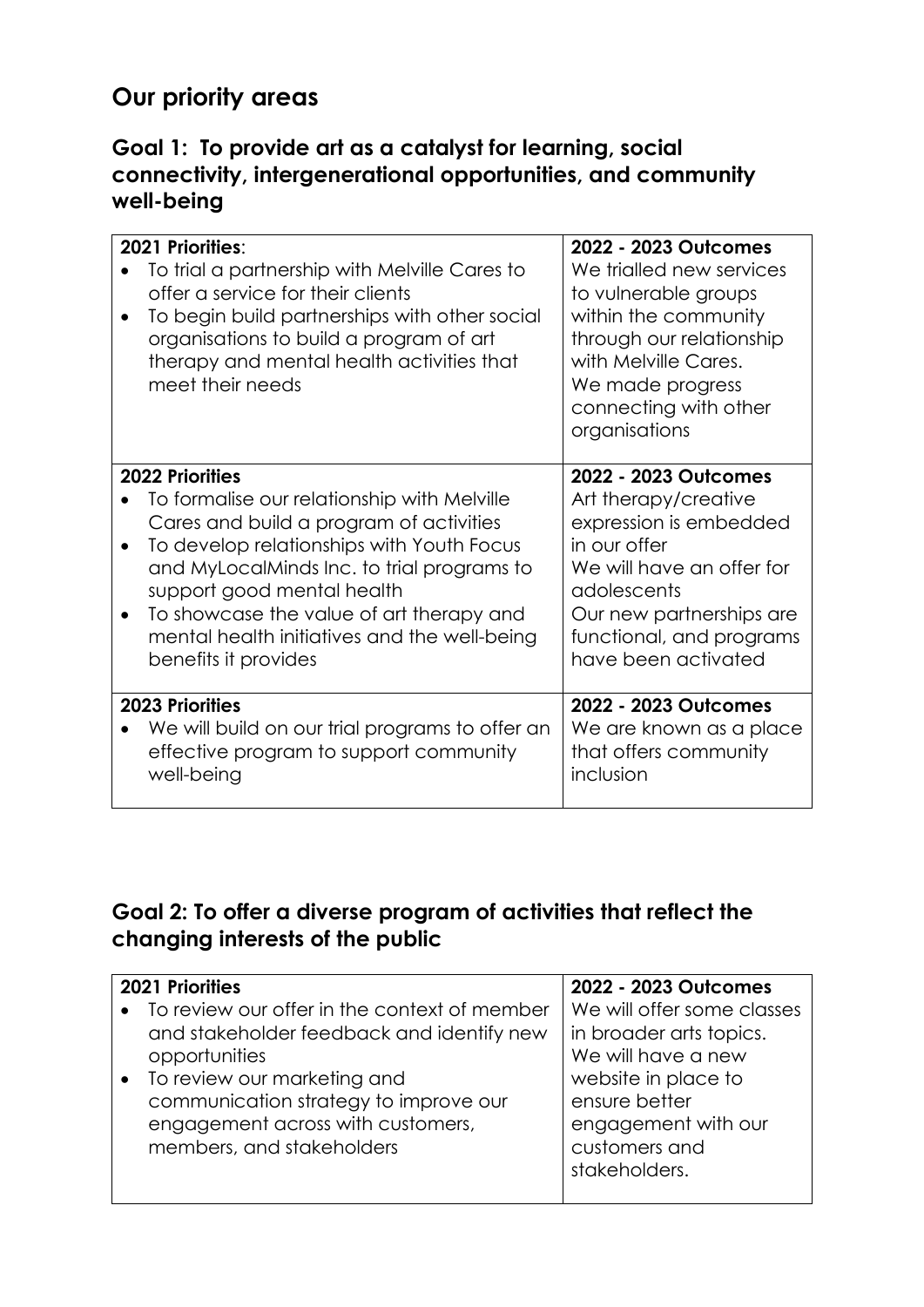## Our priority areas

### Goal 1: To provide art as a catalyst for learning, social connectivity, intergenerational opportunities, and community well-being

| **2021 Priorities**: | **2022 - 2023 Outcomes** |
| --- | --- |
| • To trial a partnership with Melville Cares to offer a service for their clients<br>• To begin build partnerships with other social organisations to build a program of art therapy and mental health activities that meet their needs | We trialled new services to vulnerable groups within the community through our relationship with Melville Cares.<br>We made progress connecting with other organisations |
| **2022 Priorities** | **2022 - 2023 Outcomes** |
| • To formalise our relationship with Melville Cares and build a program of activities<br>• To develop relationships with Youth Focus and MyLocalMinds Inc. to trial programs to support good mental health<br>• To showcase the value of art therapy and mental health initiatives and the well-being benefits it provides | Art therapy/creative expression is embedded in our offer<br>We will have an offer for adolescents<br>Our new partnerships are functional, and programs have been activated |
| **2023 Priorities** | **2022 - 2023 Outcomes** |
| • We will build on our trial programs to offer an effective program to support community well-being | We are known as a place that offers community inclusion |

### Goal 2: To offer a diverse program of activities that reflect the changing interests of the public

| **2021 Priorities** | **2022 - 2023 Outcomes** |
| --- | --- |
| • To review our offer in the context of member and stakeholder feedback and identify new opportunities<br>• To review our marketing and communication strategy to improve our engagement across with customers, members, and stakeholders | We will offer some classes in broader arts topics.<br>We will have a new website in place to ensure better engagement with our customers and stakeholders. |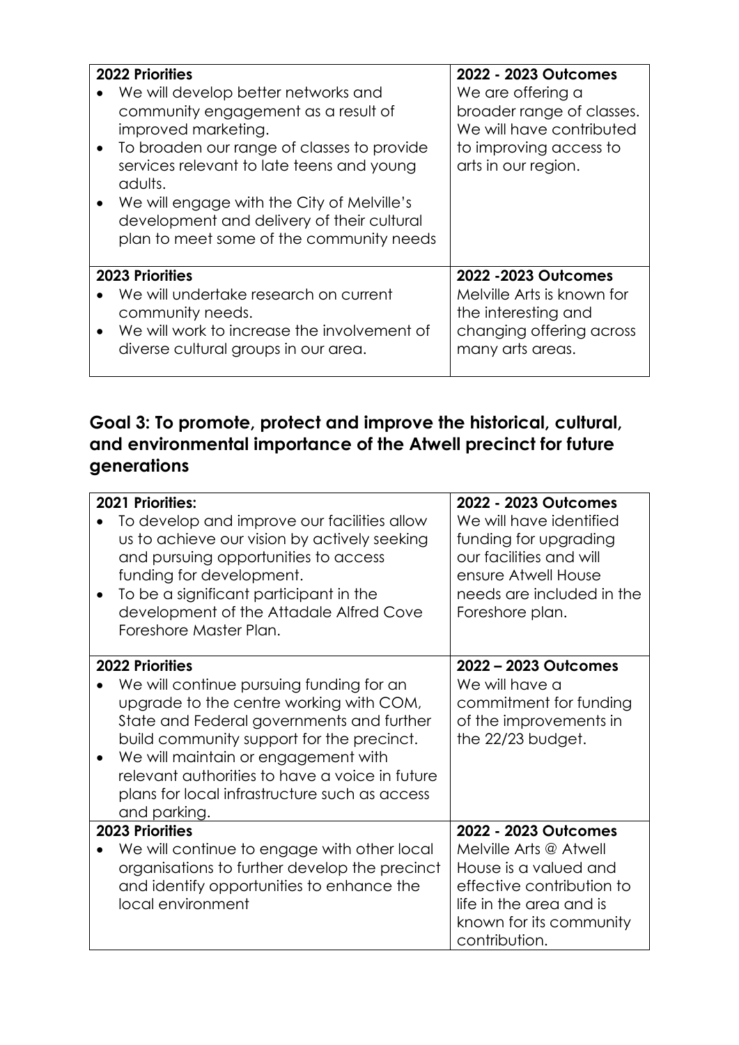| **2022 Priorities** | **2022 - 2023 Outcomes** |
| --- | --- |
| • We will develop better networks and community engagement as a result of improved marketing.<br>• To broaden our range of classes to provide services relevant to late teens and young adults.<br>• We will engage with the City of Melville's development and delivery of their cultural plan to meet some of the community needs | We are offering a broader range of classes. We will have contributed to improving access to arts in our region. |
| **2023 Priorities**<br>• We will undertake research on current community needs.<br>• We will work to increase the involvement of diverse cultural groups in our area. | **2022 -2023 Outcomes**<br>Melville Arts is known for the interesting and changing offering across many arts areas. |

## Goal 3: To promote, protect and improve the historical, cultural, and environmental importance of the Atwell precinct for future generations

| **2021 Priorities:** | **2022 - 2023 Outcomes** |
| --- | --- |
| • To develop and improve our facilities allow us to achieve our vision by actively seeking and pursuing opportunities to access funding for development.<br>• To be a significant participant in the development of the Attadale Alfred Cove Foreshore Master Plan. | We will have identified funding for upgrading our facilities and will ensure Atwell House needs are included in the Foreshore plan. |
| **2022 Priorities**<br>• We will continue pursuing funding for an upgrade to the centre working with COM, State and Federal governments and further build community support for the precinct.<br>• We will maintain or engagement with relevant authorities to have a voice in future plans for local infrastructure such as access and parking. | **2022 – 2023 Outcomes**<br>We will have a commitment for funding of the improvements in the 22/23 budget. |
| **2023 Priorities**<br>• We will continue to engage with other local organisations to further develop the precinct and identify opportunities to enhance the local environment | **2022 - 2023 Outcomes**<br>Melville Arts @ Atwell House is a valued and effective contribution to life in the area and is known for its community contribution. |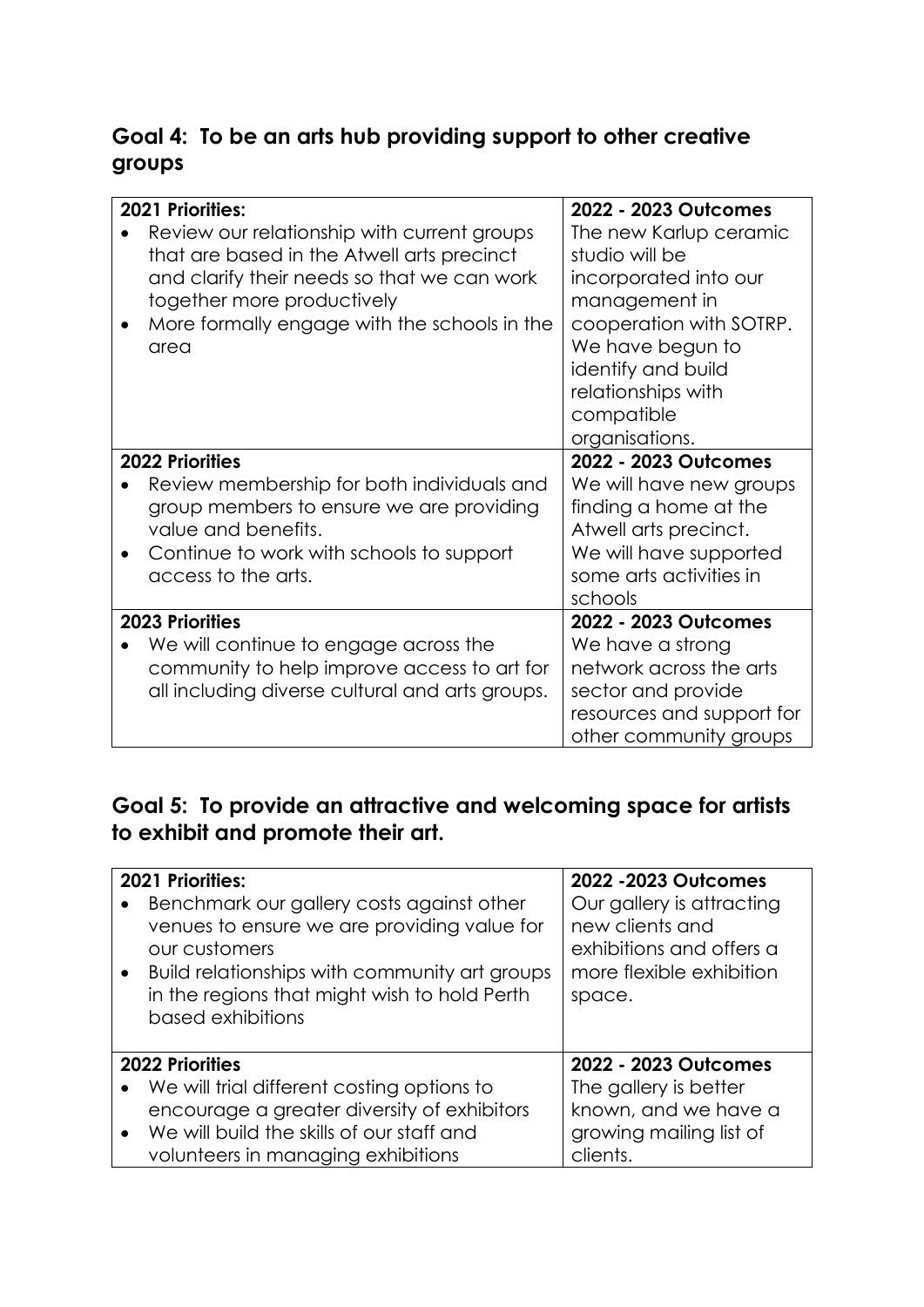## Goal 4: To be an arts hub providing support to other creative groups

| 2021 Priorities: | 2022 - 2023 Outcomes |
| --- | --- |
| • Review our relationship with current groups that are based in the Atwell arts precinct and clarify their needs so that we can work together more productively<br>• More formally engage with the schools in the area | The new Karlup ceramic studio will be incorporated into our management in cooperation with SOTRP. We have begun to identify and build relationships with compatible organisations. |
| **2022 Priorities** | **2022 - 2023 Outcomes** |
| • Review membership for both individuals and group members to ensure we are providing value and benefits.<br>• Continue to work with schools to support access to the arts. | We will have new groups finding a home at the Atwell arts precinct. We will have supported some arts activities in schools |
| **2023 Priorities** | **2022 - 2023 Outcomes** |
| • We will continue to engage across the community to help improve access to art for all including diverse cultural and arts groups. | We have a strong network across the arts sector and provide resources and support for other community groups |

## Goal 5: To provide an attractive and welcoming space for artists to exhibit and promote their art.

| 2021 Priorities: | 2022 -2023 Outcomes |
| --- | --- |
| • Benchmark our gallery costs against other venues to ensure we are providing value for our customers<br>• Build relationships with community art groups in the regions that might wish to hold Perth based exhibitions | Our gallery is attracting new clients and exhibitions and offers a more flexible exhibition space. |
| **2022 Priorities** | **2022 - 2023 Outcomes** |
| • We will trial different costing options to encourage a greater diversity of exhibitors<br>• We will build the skills of our staff and volunteers in managing exhibitions | The gallery is better known, and we have a growing mailing list of clients. |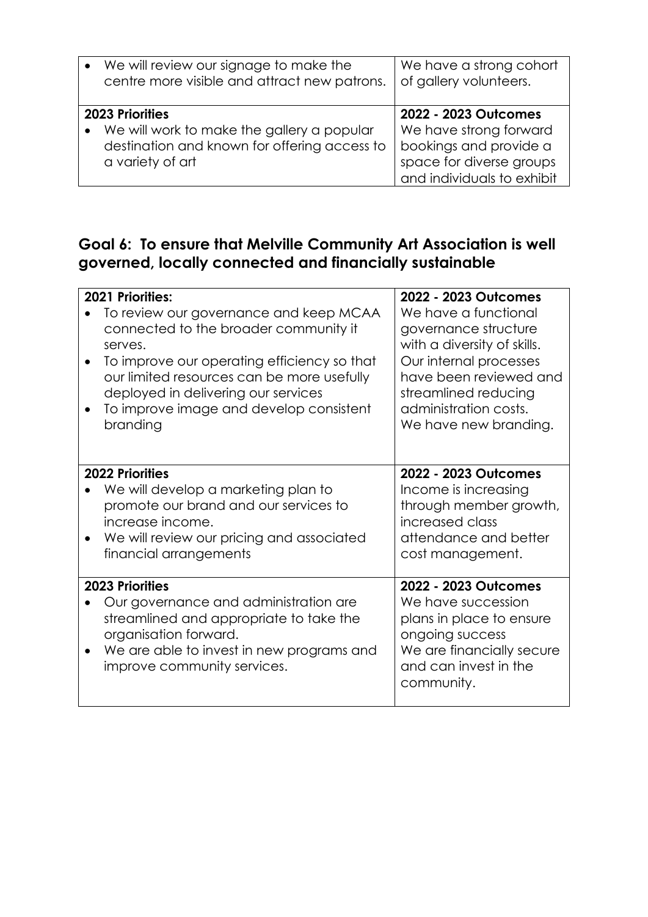| | |
|---|---|
| • We will review our signage to make the centre more visible and attract new patrons. | We have a strong cohort of gallery volunteers. |
| **2023 Priorities**<br>• We will work to make the gallery a popular destination and known for offering access to a variety of art | **2022 - 2023 Outcomes**<br>We have strong forward bookings and provide a space for diverse groups and individuals to exhibit |

## Goal 6: To ensure that Melville Community Art Association is well governed, locally connected and financially sustainable

| | |
|---|---|
| **2021 Priorities:**<br>• To review our governance and keep MCAA connected to the broader community it serves.<br>• To improve our operating efficiency so that our limited resources can be more usefully deployed in delivering our services<br>• To improve image and develop consistent branding | **2022 - 2023 Outcomes**<br>We have a functional governance structure with a diversity of skills.<br>Our internal processes have been reviewed and streamlined reducing administration costs.<br>We have new branding. |
| **2022 Priorities**<br>• We will develop a marketing plan to promote our brand and our services to increase income.<br>• We will review our pricing and associated financial arrangements | **2022 - 2023 Outcomes**<br>Income is increasing through member growth, increased class attendance and better cost management. |
| **2023 Priorities**<br>• Our governance and administration are streamlined and appropriate to take the organisation forward.<br>• We are able to invest in new programs and improve community services. | **2022 - 2023 Outcomes**<br>We have succession plans in place to ensure ongoing success<br>We are financially secure and can invest in the community. |